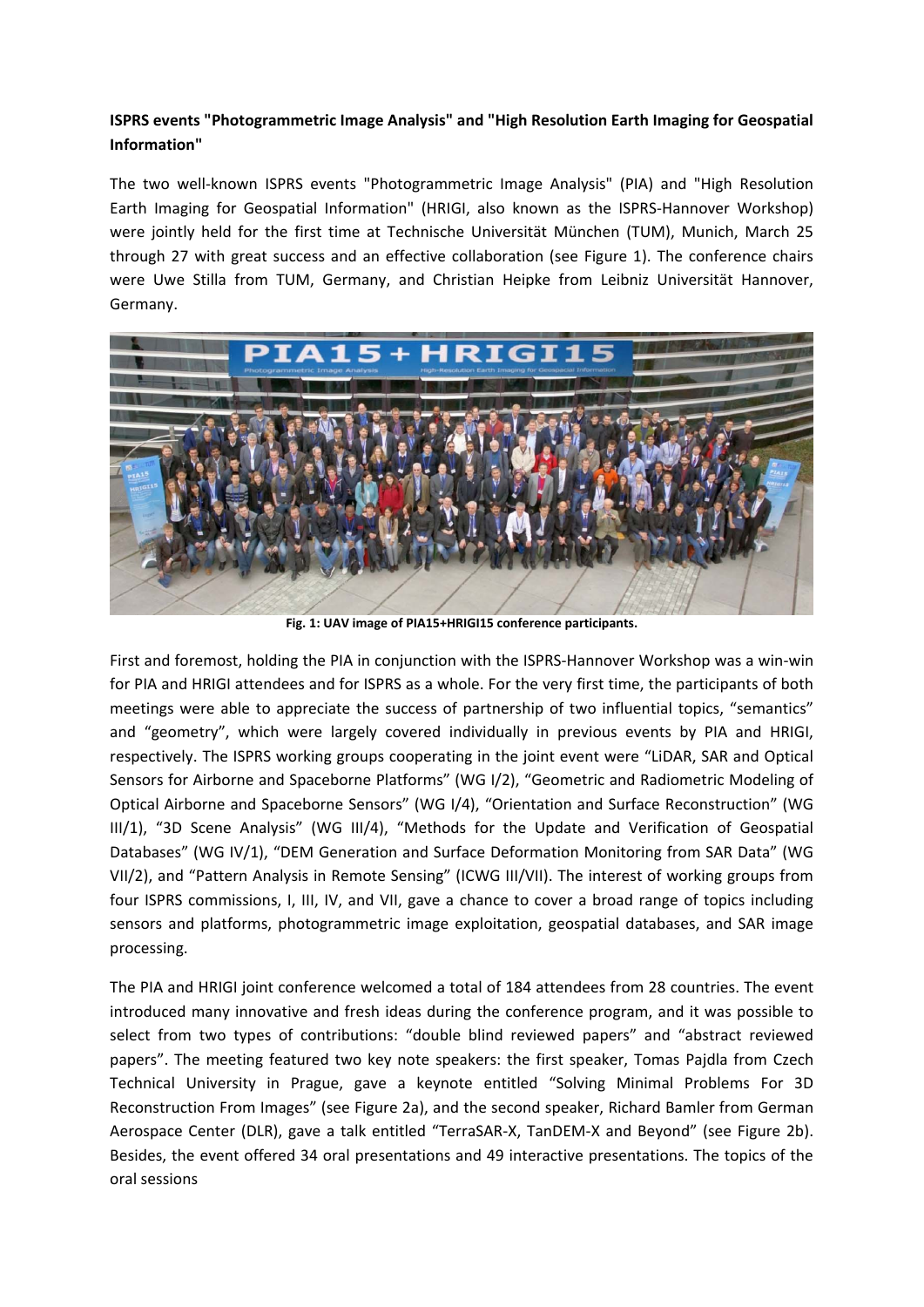**ISPRS events "Photogrammetric Image Analysis" and "High Resolution Earth Imaging for Geospatial Information"**

The two well-known ISPRS events "Photogrammetric Image Analysis" (PIA) and "High Resolution Earth Imaging for Geospatial Information" (HRIGI, also known as the ISPRS-Hannover Workshop) were jointly held for the first time at Technische Universität München (TUM), Munich, March 25 through 27 with great success and an effective collaboration (see Figure 1). The conference chairs were Uwe Stilla from TUM, Germany, and Christian Heipke from Leibniz Universität Hannover, Germany.

**Fig. 1: UAV image of PIA15+HRIGI15 conference participants.**

First and foremost, holding the PIA in conjunction with the ISPRS-Hannover Workshop was a win-win for PIA and HRIGI attendees and for ISPRS as a whole. For the very first time, the participants of both meetings were able to appreciate the success of partnership of two influential topics, "semantics" and "geometry", which were largely covered individually in previous events by PIA and HRIGI, respectively. The ISPRS working groups cooperating in the joint event were "LiDAR, SAR and Optical Sensors for Airborne and Spaceborne Platforms" (WG I/2), "Geometric and Radiometric Modeling of Optical Airborne and Spaceborne Sensors" (WG I/4), "Orientation and Surface Reconstruction" (WG III/1), "3D Scene Analysis" (WG III/4), "Methods for the Update and Verification of Geospatial Databases" (WG IV/1), "DEM Generation and Surface Deformation Monitoring from SAR Data" (WG VII/2), and "Pattern Analysis in Remote Sensing" (ICWG III/VII). The interest of working groups from four ISPRS commissions, I, III, IV, and VII, gave a chance to cover a broad range of topics including sensors and platforms, photogrammetric image exploitation, geospatial databases, and SAR image processing.

The PIA and HRIGI joint conference welcomed a total of 184 attendees from 28 countries. The event introduced many innovative and fresh ideas during the conference program, and it was possible to select from two types of contributions: "double blind reviewed papers" and "abstract reviewed papers". The meeting featured two key note speakers: the first speaker, Tomas Pajdla from Czech Technical University in Prague, gave a keynote entitled "Solving Minimal Problems For 3D Reconstruction From Images" (see Figure 2a), and the second speaker, Richard Bamler from German Aerospace Center (DLR), gave a talk entitled "TerraSAR-X, TanDEM-X and Beyond" (see Figure 2b). Besides, the event offered 34 oral presentations and 49 interactive presentations. The topics of the oral sessions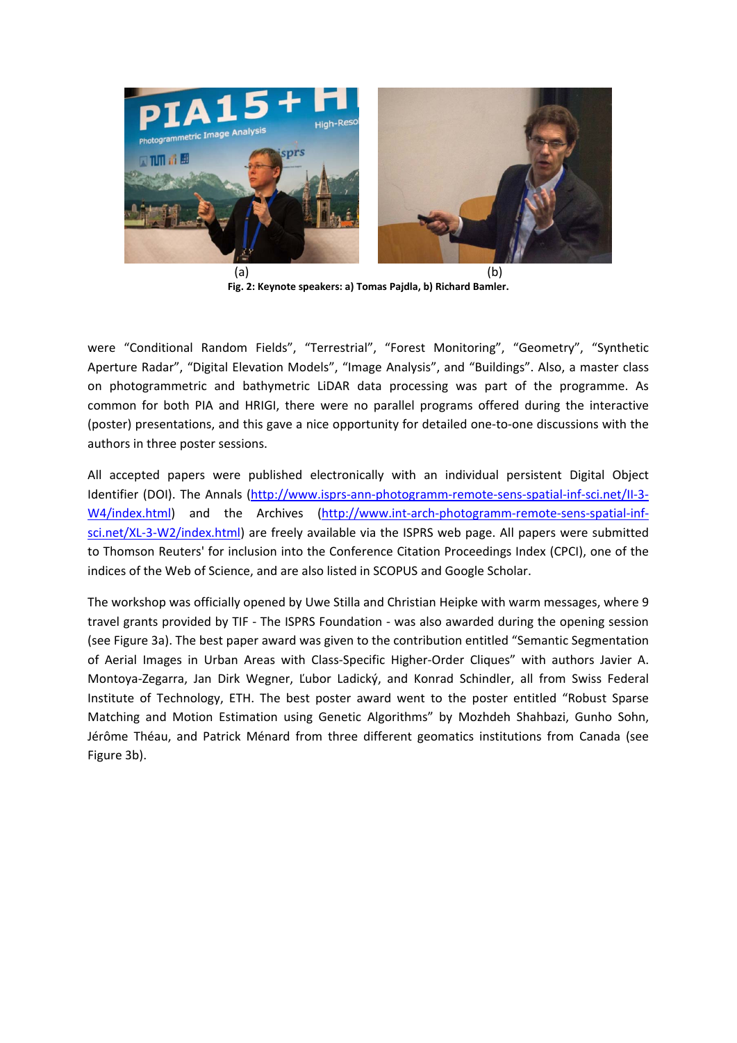(a) (b)

**Fig. 2: Keynote speakers: a) Tomas Pajdla, b) Richard Bamler.**

were “Conditional Random Fields”, “Terrestrial”, “Forest Monitoring”, “Geometry”, “Synthetic Aperture Radar”, “Digital Elevation Models”, “Image Analysis”, and “Buildings”. Also, a master class on photogrammetric and bathymetric LiDAR data processing was part of the programme. As common for both PIA and HRIGI, there were no parallel programs offered during the interactive (poster) presentations, and this gave a nice opportunity for detailed one-to-one discussions with the authors in three poster sessions.

All accepted papers were published electronically with an individual persistent Digital Object Identifier (DOI). The Annals (http://www.isprs-ann-photogramm-remote-sens-spatial-inf-sci.net/II-3-W4/index.html) and the Archives (http://www.int-arch-photogramm-remote-sens-spatial-inf-sci.net/XL-3-W2/index.html) are freely available via the ISPRS web page. All papers were submitted to Thomson Reuters' for inclusion into the Conference Citation Proceedings Index (CPCI), one of the indices of the Web of Science, and are also listed in SCOPUS and Google Scholar.

The workshop was officially opened by Uwe Stilla and Christian Heipke with warm messages, where 9 travel grants provided by TIF - The ISPRS Foundation - was also awarded during the opening session (see Figure 3a). The best paper award was given to the contribution entitled “Semantic Segmentation of Aerial Images in Urban Areas with Class-Specific Higher-Order Cliques” with authors Javier A. Montoya-Zegarra, Jan Dirk Wegner, Ľubor Ladický, and Konrad Schindler, all from Swiss Federal Institute of Technology, ETH. The best poster award went to the poster entitled “Robust Sparse Matching and Motion Estimation using Genetic Algorithms” by Mozhdeh Shahbazi, Gunho Sohn, Jérôme Théau, and Patrick Ménard from three different geomatics institutions from Canada (see Figure 3b).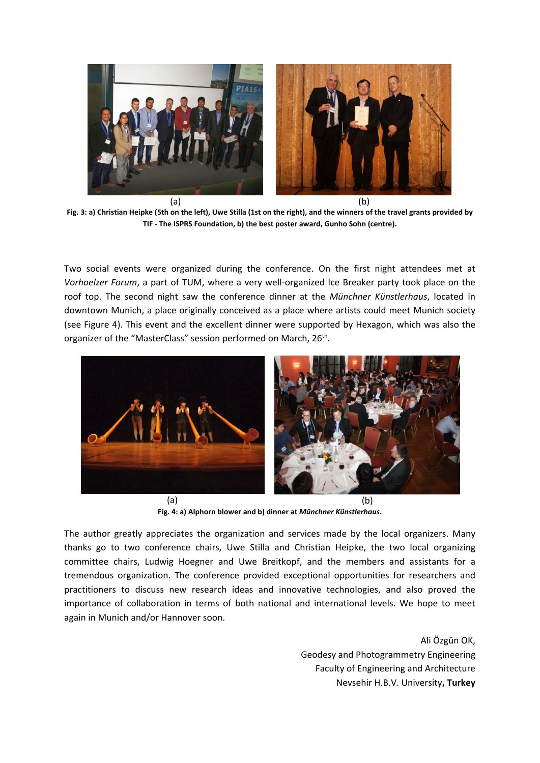(a) (b)

**Fig. 3: a) Christian Heipke (5th on the left), Uwe Stilla (1st on the right), and the winners of the travel grants provided by TIF - The ISPRS Foundation, b) the best poster award, Gunho Sohn (centre).**

Two social events were organized during the conference. On the first night attendees met at *Vorhoelzer Forum*, a part of TUM, where a very well-organized Ice Breaker party took place on the roof top. The second night saw the conference dinner at the *Münchner Künstlerhaus*, located in downtown Munich, a place originally conceived as a place where artists could meet Munich society (see Figure 4). This event and the excellent dinner were supported by Hexagon, which was also the organizer of the "MasterClass" session performed on March, 26th.

(a) (b)

**Fig. 4: a) Alphorn blower and b) dinner at *Münchner Künstlerhaus*.**

The author greatly appreciates the organization and services made by the local organizers. Many thanks go to two conference chairs, Uwe Stilla and Christian Heipke, the two local organizing committee chairs, Ludwig Hoegner and Uwe Breitkopf, and the members and assistants for a tremendous organization. The conference provided exceptional opportunities for researchers and practitioners to discuss new research ideas and innovative technologies, and also proved the importance of collaboration in terms of both national and international levels. We hope to meet again in Munich and/or Hannover soon.

Ali Özgün OK,
Geodesy and Photogrammetry Engineering
Faculty of Engineering and Architecture
Nevsehir H.B.V. University**, Turkey**